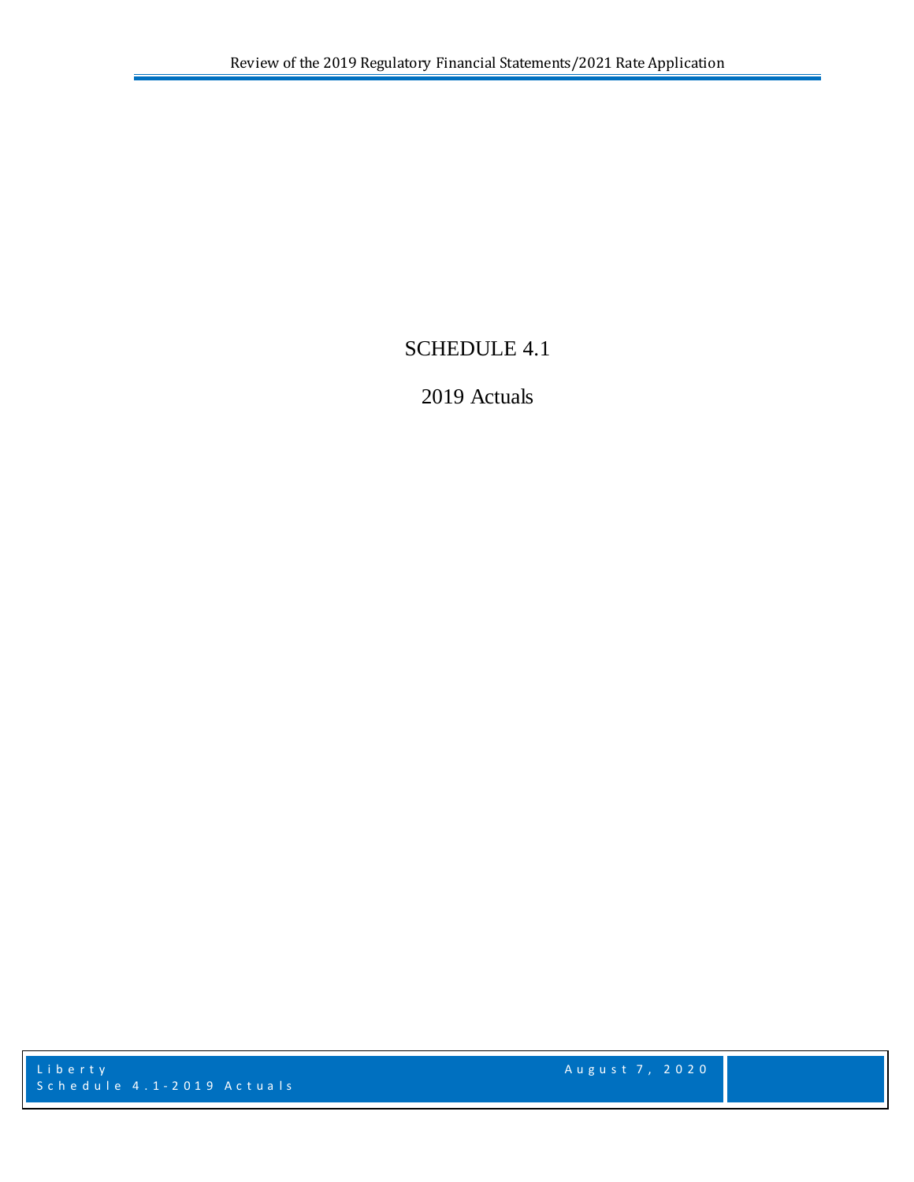# SCHEDULE 4.1

## 2019 Actuals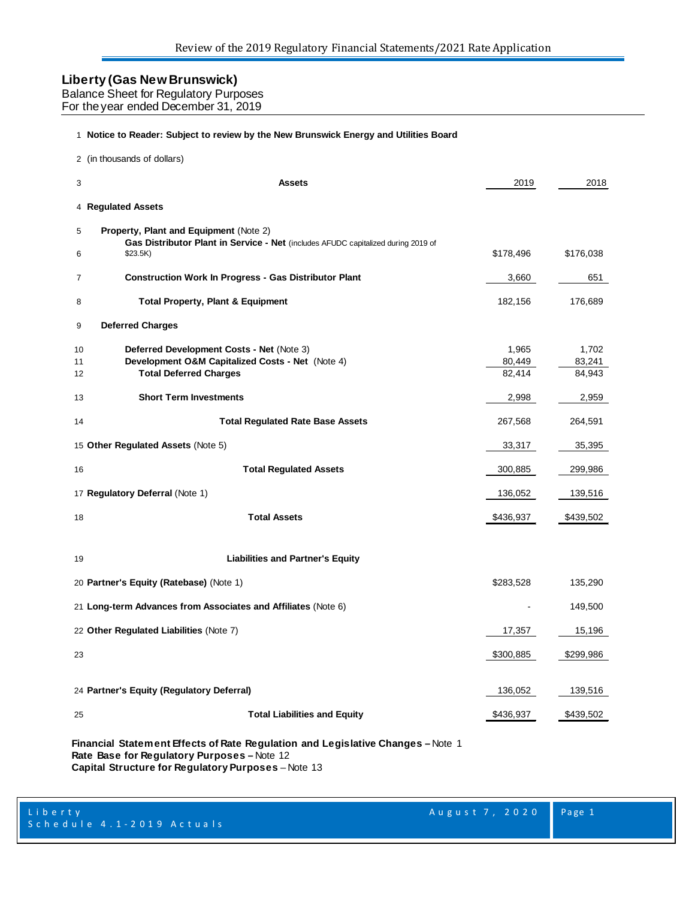## Liberty (Gas New Brunswick)

Balance Sheet for Regulatory Purposes
For the year ended December 31, 2019

| # | | 2019 | 2018 |
|---|---|---|---|
| 1 | **Notice to Reader: Subject to review by the New Brunswick Energy and Utilities Board** | | |
| 2 | (in thousands of dollars) | | |
| 3 | **Assets** | 2019 | 2018 |
| 4 | **Regulated Assets** | | |
| 5 | **Property, Plant and Equipment** (Note 2) | | |
| 6 | **Gas Distributor Plant in Service - Net** (includes AFUDC capitalized during 2019 of $23.5K) | $178,496 | $176,038 |
| 7 | **Construction Work In Progress - Gas Distributor Plant** | 3,660 | 651 |
| 8 | **Total Property, Plant & Equipment** | 182,156 | 176,689 |
| 9 | **Deferred Charges** | | |
| 10 | **Deferred Development Costs - Net** (Note 3) | 1,965 | 1,702 |
| 11 | **Development O&M Capitalized Costs - Net** (Note 4) | 80,449 | 83,241 |
| 12 | **Total Deferred Charges** | 82,414 | 84,943 |
| 13 | **Short Term Investments** | 2,998 | 2,959 |
| 14 | **Total Regulated Rate Base Assets** | 267,568 | 264,591 |
| 15 | **Other Regulated Assets** (Note 5) | 33,317 | 35,395 |
| 16 | **Total Regulated Assets** | 300,885 | 299,986 |
| 17 | **Regulatory Deferral** (Note 1) | 136,052 | 139,516 |
| 18 | **Total Assets** | $436,937 | $439,502 |
| 19 | **Liabilities and Partner's Equity** | | |
| 20 | **Partner's Equity (Ratebase)** (Note 1) | $283,528 | 135,290 |
| 21 | **Long-term Advances from Associates and Affiliates** (Note 6) | - | 149,500 |
| 22 | **Other Regulated Liabilities** (Note 7) | 17,357 | 15,196 |
| 23 | | $300,885 | $299,986 |
| 24 | **Partner's Equity (Regulatory Deferral)** | 136,052 | 139,516 |
| 25 | **Total Liabilities and Equity** | $436,937 | $439,502 |

**Financial Statement Effects of Rate Regulation and Legislative Changes** – Note 1
**Rate Base for Regulatory Purposes** – Note 12
**Capital Structure for Regulatory Purposes** – Note 13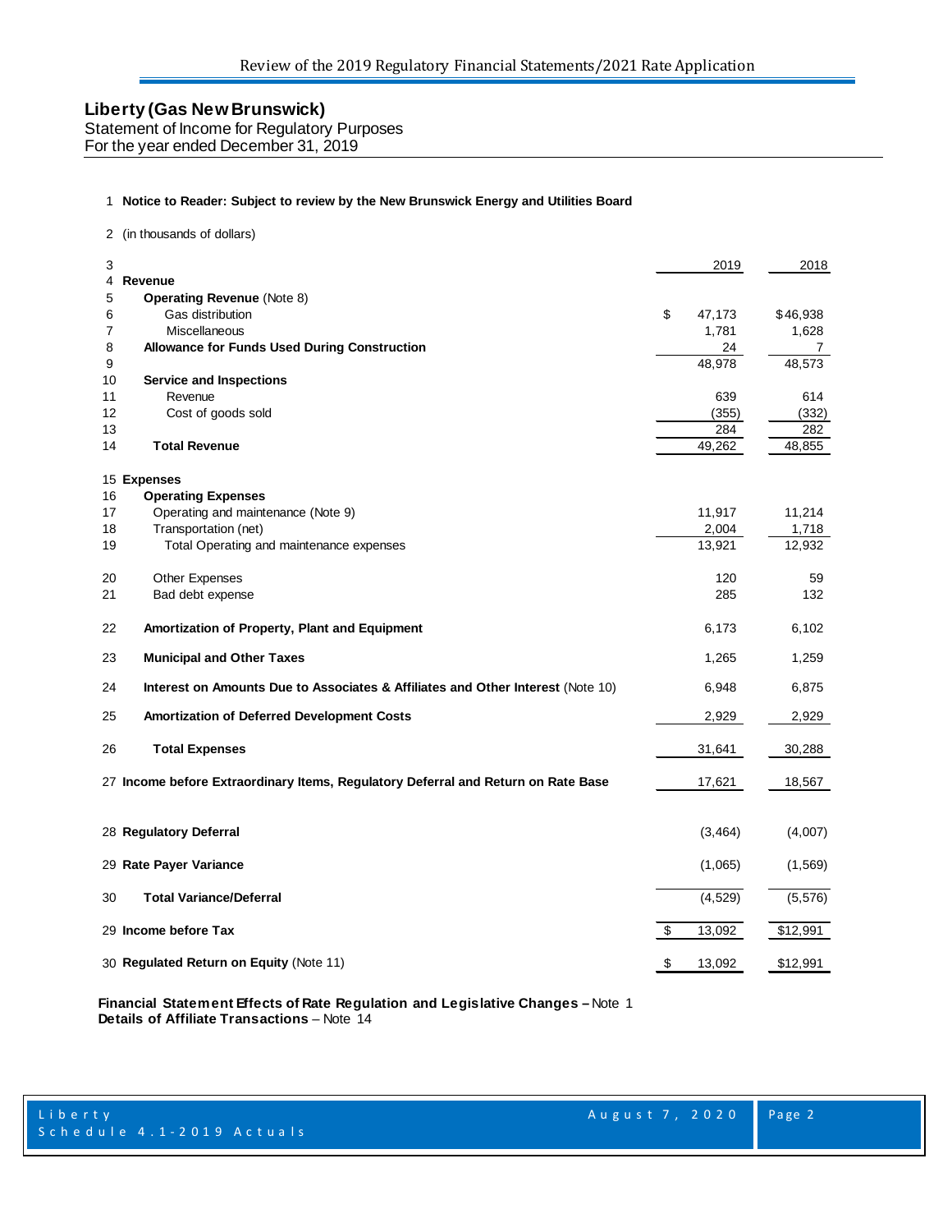## Liberty (Gas New Brunswick)

Statement of Income for Regulatory Purposes
For the year ended December 31, 2019

| | | 2019 | 2018 |
|---|---|---|---|
| 1 | **Notice to Reader: Subject to review by the New Brunswick Energy and Utilities Board** | | |
| 2 | (in thousands of dollars) | | |
| 3 | | 2019 | 2018 |
| 4 | **Revenue** | | |
| 5 | **Operating Revenue** (Note 8) | | |
| 6 | Gas distribution | $ 47,173 | $46,938 |
| 7 | Miscellaneous | 1,781 | 1,628 |
| 8 | **Allowance for Funds Used During Construction** | 24 | 7 |
| 9 | | 48,978 | 48,573 |
| 10 | **Service and Inspections** | | |
| 11 | Revenue | 639 | 614 |
| 12 | Cost of goods sold | (355) | (332) |
| 13 | | 284 | 282 |
| 14 | **Total Revenue** | 49,262 | 48,855 |
| 15 | **Expenses** | | |
| 16 | **Operating Expenses** | | |
| 17 | Operating and maintenance (Note 9) | 11,917 | 11,214 |
| 18 | Transportation (net) | 2,004 | 1,718 |
| 19 | Total Operating and maintenance expenses | 13,921 | 12,932 |
| 20 | Other Expenses | 120 | 59 |
| 21 | Bad debt expense | 285 | 132 |
| 22 | **Amortization of Property, Plant and Equipment** | 6,173 | 6,102 |
| 23 | **Municipal and Other Taxes** | 1,265 | 1,259 |
| 24 | **Interest on Amounts Due to Associates & Affiliates and Other Interest** (Note 10) | 6,948 | 6,875 |
| 25 | **Amortization of Deferred Development Costs** | 2,929 | 2,929 |
| 26 | **Total Expenses** | 31,641 | 30,288 |
| 27 | **Income before Extraordinary Items, Regulatory Deferral and Return on Rate Base** | 17,621 | 18,567 |
| 28 | **Regulatory Deferral** | (3,464) | (4,007) |
| 29 | **Rate Payer Variance** | (1,065) | (1,569) |
| 30 | **Total Variance/Deferral** | (4,529) | (5,576) |
| 29 | **Income before Tax** | $ 13,092 | $12,991 |
| 30 | **Regulated Return on Equity** (Note 11) | $ 13,092 | $12,991 |

**Financial Statement Effects of Rate Regulation and Legislative Changes –** Note 1
**Details of Affiliate Transactions** – Note 14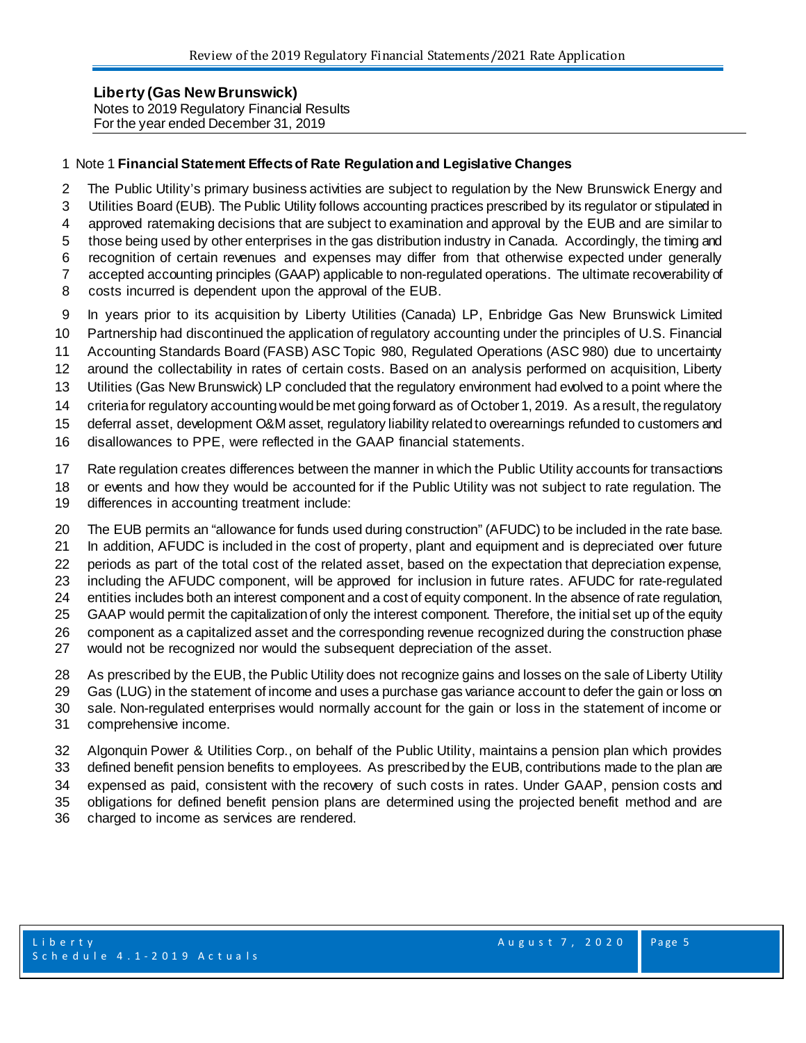**Liberty (Gas New Brunswick)**
Notes to 2019 Regulatory Financial Results
For the year ended December 31, 2019

Note 1 **Financial Statement Effects of Rate Regulation and Legislative Changes**

The Public Utility's primary business activities are subject to regulation by the New Brunswick Energy and Utilities Board (EUB). The Public Utility follows accounting practices prescribed by its regulator or stipulated in approved ratemaking decisions that are subject to examination and approval by the EUB and are similar to those being used by other enterprises in the gas distribution industry in Canada. Accordingly, the timing and recognition of certain revenues and expenses may differ from that otherwise expected under generally accepted accounting principles (GAAP) applicable to non-regulated operations. The ultimate recoverability of costs incurred is dependent upon the approval of the EUB.

In years prior to its acquisition by Liberty Utilities (Canada) LP, Enbridge Gas New Brunswick Limited Partnership had discontinued the application of regulatory accounting under the principles of U.S. Financial Accounting Standards Board (FASB) ASC Topic 980, Regulated Operations (ASC 980) due to uncertainty around the collectability in rates of certain costs. Based on an analysis performed on acquisition, Liberty Utilities (Gas New Brunswick) LP concluded that the regulatory environment had evolved to a point where the criteria for regulatory accounting would be met going forward as of October 1, 2019. As a result, the regulatory deferral asset, development O&M asset, regulatory liability related to overearnings refunded to customers and disallowances to PPE, were reflected in the GAAP financial statements.

Rate regulation creates differences between the manner in which the Public Utility accounts for transactions or events and how they would be accounted for if the Public Utility was not subject to rate regulation. The differences in accounting treatment include:

The EUB permits an "allowance for funds used during construction" (AFUDC) to be included in the rate base. In addition, AFUDC is included in the cost of property, plant and equipment and is depreciated over future periods as part of the total cost of the related asset, based on the expectation that depreciation expense, including the AFUDC component, will be approved for inclusion in future rates. AFUDC for rate-regulated entities includes both an interest component and a cost of equity component. In the absence of rate regulation, GAAP would permit the capitalization of only the interest component. Therefore, the initial set up of the equity component as a capitalized asset and the corresponding revenue recognized during the construction phase would not be recognized nor would the subsequent depreciation of the asset.

As prescribed by the EUB, the Public Utility does not recognize gains and losses on the sale of Liberty Utility Gas (LUG) in the statement of income and uses a purchase gas variance account to defer the gain or loss on sale. Non-regulated enterprises would normally account for the gain or loss in the statement of income or comprehensive income.

Algonquin Power & Utilities Corp., on behalf of the Public Utility, maintains a pension plan which provides defined benefit pension benefits to employees. As prescribed by the EUB, contributions made to the plan are expensed as paid, consistent with the recovery of such costs in rates. Under GAAP, pension costs and obligations for defined benefit pension plans are determined using the projected benefit method and are charged to income as services are rendered.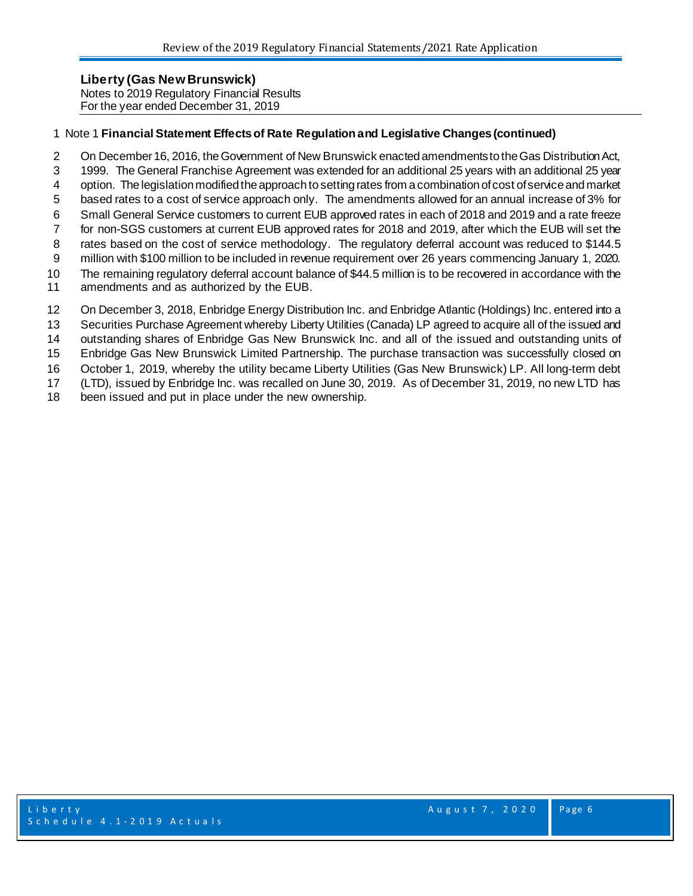**Liberty (Gas New Brunswick)**
Notes to 2019 Regulatory Financial Results
For the year ended December 31, 2019

Note 1 **Financial Statement Effects of Rate Regulation and Legislative Changes (continued)**

On December 16, 2016, the Government of New Brunswick enacted amendments to the Gas Distribution Act, 1999. The General Franchise Agreement was extended for an additional 25 years with an additional 25 year option. The legislation modified the approach to setting rates from a combination of cost of service and market based rates to a cost of service approach only. The amendments allowed for an annual increase of 3% for Small General Service customers to current EUB approved rates in each of 2018 and 2019 and a rate freeze for non-SGS customers at current EUB approved rates for 2018 and 2019, after which the EUB will set the rates based on the cost of service methodology. The regulatory deferral account was reduced to $144.5 million with $100 million to be included in revenue requirement over 26 years commencing January 1, 2020. The remaining regulatory deferral account balance of $44.5 million is to be recovered in accordance with the amendments and as authorized by the EUB.

On December 3, 2018, Enbridge Energy Distribution Inc. and Enbridge Atlantic (Holdings) Inc. entered into a Securities Purchase Agreement whereby Liberty Utilities (Canada) LP agreed to acquire all of the issued and outstanding shares of Enbridge Gas New Brunswick Inc. and all of the issued and outstanding units of Enbridge Gas New Brunswick Limited Partnership. The purchase transaction was successfully closed on October 1, 2019, whereby the utility became Liberty Utilities (Gas New Brunswick) LP. All long-term debt (LTD), issued by Enbridge Inc. was recalled on June 30, 2019. As of December 31, 2019, no new LTD has been issued and put in place under the new ownership.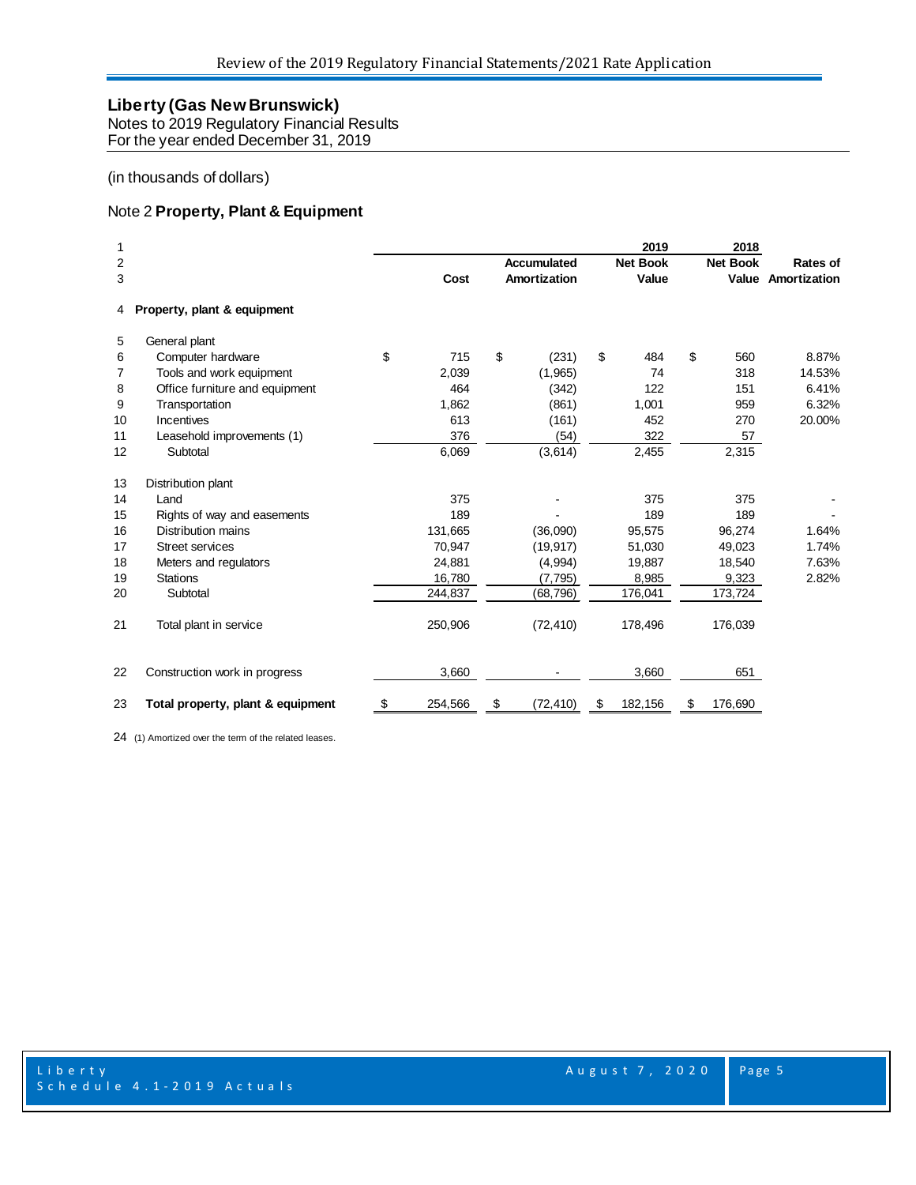## Liberty (Gas New Brunswick)

Notes to 2019 Regulatory Financial Results
For the year ended December 31, 2019

(in thousands of dollars)

### Note 2 **Property, Plant & Equipment**

| | | Cost | Accumulated Amortization | 2019 Net Book Value | 2018 Net Book Value | Rates of Amortization |
|---|---|---|---|---|---|---|
| 4 | **Property, plant & equipment** | | | | | |
| 5 | General plant | | | | | |
| 6 | Computer hardware | $ 715 | $ (231) | $ 484 | $ 560 | 8.87% |
| 7 | Tools and work equipment | 2,039 | (1,965) | 74 | 318 | 14.53% |
| 8 | Office furniture and equipment | 464 | (342) | 122 | 151 | 6.41% |
| 9 | Transportation | 1,862 | (861) | 1,001 | 959 | 6.32% |
| 10 | Incentives | 613 | (161) | 452 | 270 | 20.00% |
| 11 | Leasehold improvements (1) | 376 | (54) | 322 | 57 | |
| 12 | Subtotal | 6,069 | (3,614) | 2,455 | 2,315 | |
| 13 | Distribution plant | | | | | |
| 14 | Land | 375 | - | 375 | 375 | - |
| 15 | Rights of way and easements | 189 | - | 189 | 189 | - |
| 16 | Distribution mains | 131,665 | (36,090) | 95,575 | 96,274 | 1.64% |
| 17 | Street services | 70,947 | (19,917) | 51,030 | 49,023 | 1.74% |
| 18 | Meters and regulators | 24,881 | (4,994) | 19,887 | 18,540 | 7.63% |
| 19 | Stations | 16,780 | (7,795) | 8,985 | 9,323 | 2.82% |
| 20 | Subtotal | 244,837 | (68,796) | 176,041 | 173,724 | |
| 21 | Total plant in service | 250,906 | (72,410) | 178,496 | 176,039 | |
| 22 | Construction work in progress | 3,660 | - | 3,660 | 651 | |
| 23 | **Total property, plant & equipment** | $ 254,566 | $ (72,410) | $ 182,156 | $ 176,690 | |

24 (1) Amortized over the term of the related leases.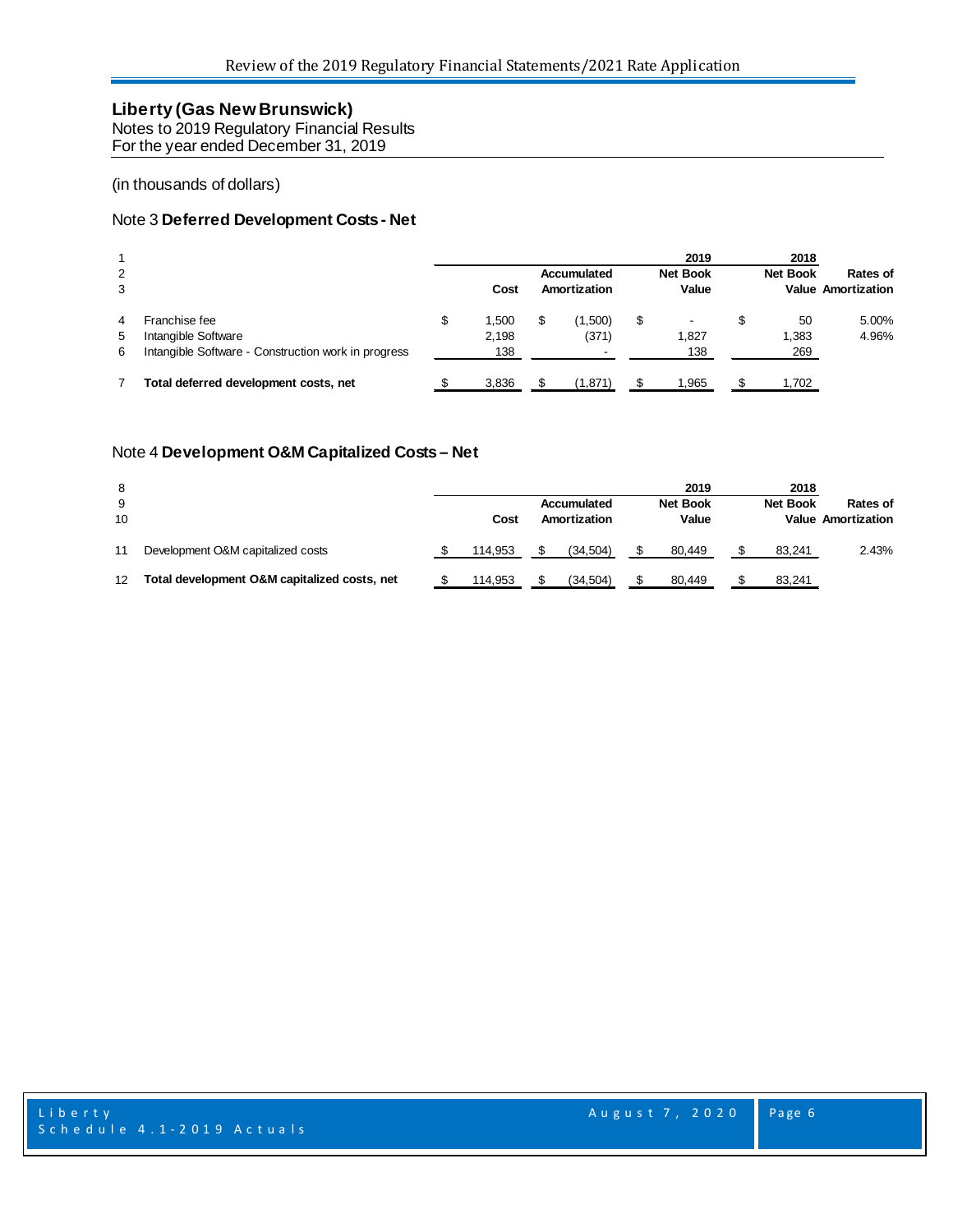**Liberty (Gas New Brunswick)**
Notes to 2019 Regulatory Financial Results
For the year ended December 31, 2019

(in thousands of dollars)

## Note 3 **Deferred Development Costs - Net**

| | | | | 2019 | 2018 | |
|---|---|---|---|---|---|---|
| | | Cost | Accumulated Amortization | Net Book Value | Net Book Value | Rates of Amortization |
| 4 | Franchise fee | $ 1,500 | $ (1,500) | $ - | $ 50 | 5.00% |
| 5 | Intangible Software | 2,198 | (371) | 1,827 | 1,383 | 4.96% |
| 6 | Intangible Software - Construction work in progress | 138 | - | 138 | 269 | |
| 7 | **Total deferred development costs, net** | $ 3,836 | $ (1,871) | $ 1,965 | $ 1,702 | |

## Note 4 **Development O&M Capitalized Costs – Net**

| | | | | 2019 | 2018 | |
|---|---|---|---|---|---|---|
| | | Cost | Accumulated Amortization | Net Book Value | Net Book Value | Rates of Amortization |
| 11 | Development O&M capitalized costs | $ 114,953 | $ (34,504) | $ 80,449 | $ 83,241 | 2.43% |
| 12 | **Total development O&M capitalized costs, net** | $ 114,953 | $ (34,504) | $ 80,449 | $ 83,241 | |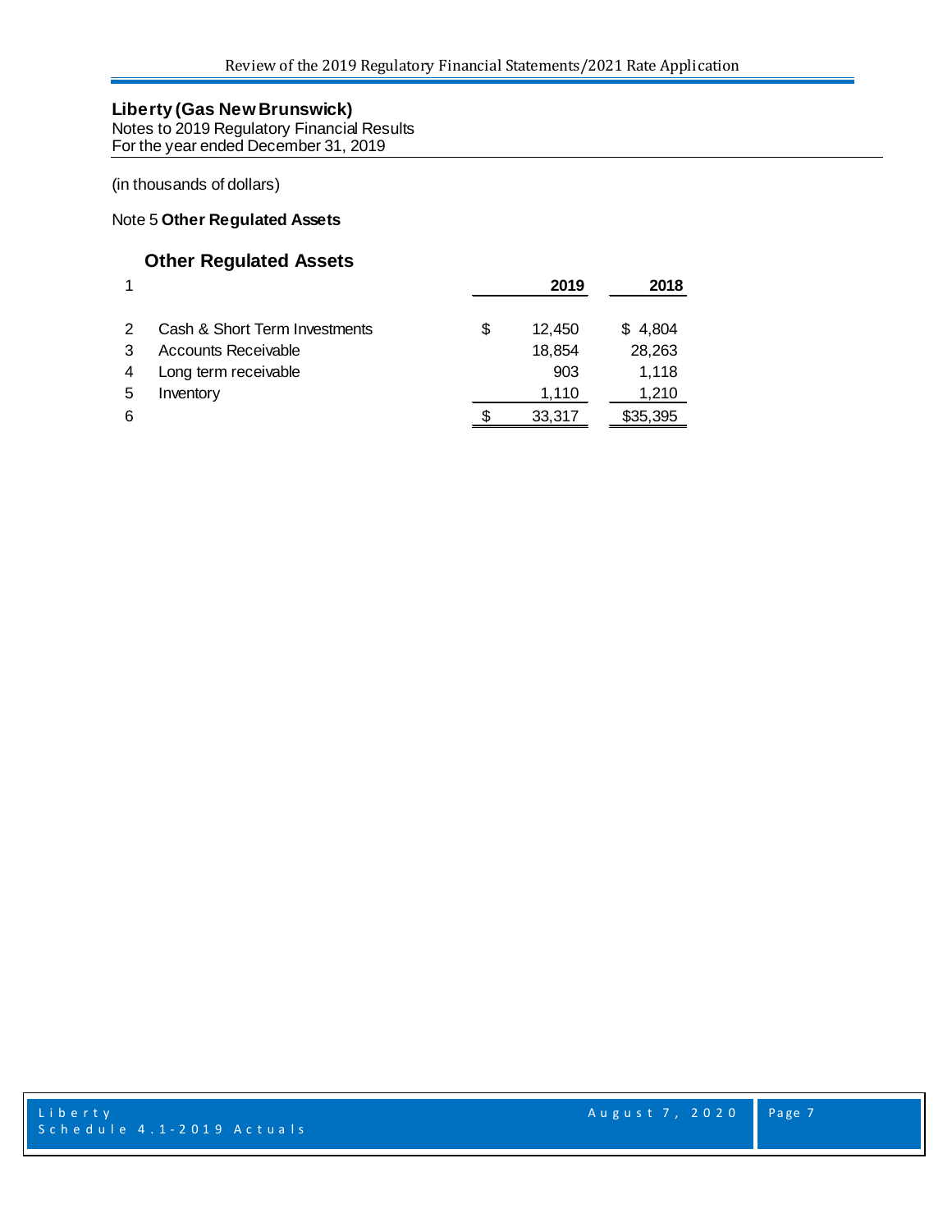**Liberty (Gas New Brunswick)**
Notes to 2019 Regulatory Financial Results
For the year ended December 31, 2019

(in thousands of dollars)

Note 5 **Other Regulated Assets**

## Other Regulated Assets

| 1 | | 2019 | 2018 |
|---|---|---|---|
| 2 | Cash & Short Term Investments | $ 12,450 | $ 4,804 |
| 3 | Accounts Receivable | 18,854 | 28,263 |
| 4 | Long term receivable | 903 | 1,118 |
| 5 | Inventory | 1,110 | 1,210 |
| 6 | | $ 33,317 | $35,395 |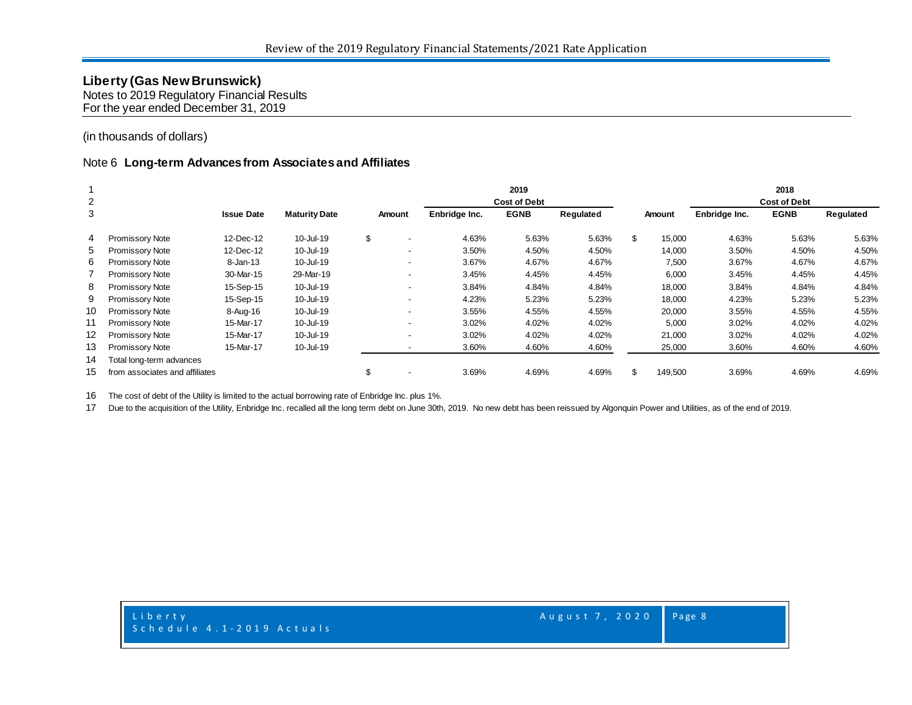## Liberty (Gas New Brunswick)

Notes to 2019 Regulatory Financial Results
For the year ended December 31, 2019

(in thousands of dollars)

### Note 6 Long-term Advances from Associates and Affiliates

| | | | | 2019 | | | | 2018 | | | |
|---|---|---|---|---|---|---|---|---|---|---|---|
| | | | | | Cost of Debt | | | | Cost of Debt | | |
| | | Issue Date | Maturity Date | Amount | Enbridge Inc. | EGNB | Regulated | Amount | Enbridge Inc. | EGNB | Regulated |
| 4 | Promissory Note | 12-Dec-12 | 10-Jul-19 | $ - | 4.63% | 5.63% | 5.63% | $ 15,000 | 4.63% | 5.63% | 5.63% |
| 5 | Promissory Note | 12-Dec-12 | 10-Jul-19 | - | 3.50% | 4.50% | 4.50% | 14,000 | 3.50% | 4.50% | 4.50% |
| 6 | Promissory Note | 8-Jan-13 | 10-Jul-19 | - | 3.67% | 4.67% | 4.67% | 7,500 | 3.67% | 4.67% | 4.67% |
| 7 | Promissory Note | 30-Mar-15 | 29-Mar-19 | - | 3.45% | 4.45% | 4.45% | 6,000 | 3.45% | 4.45% | 4.45% |
| 8 | Promissory Note | 15-Sep-15 | 10-Jul-19 | - | 3.84% | 4.84% | 4.84% | 18,000 | 3.84% | 4.84% | 4.84% |
| 9 | Promissory Note | 15-Sep-15 | 10-Jul-19 | - | 4.23% | 5.23% | 5.23% | 18,000 | 4.23% | 5.23% | 5.23% |
| 10 | Promissory Note | 8-Aug-16 | 10-Jul-19 | - | 3.55% | 4.55% | 4.55% | 20,000 | 3.55% | 4.55% | 4.55% |
| 11 | Promissory Note | 15-Mar-17 | 10-Jul-19 | - | 3.02% | 4.02% | 4.02% | 5,000 | 3.02% | 4.02% | 4.02% |
| 12 | Promissory Note | 15-Mar-17 | 10-Jul-19 | - | 3.02% | 4.02% | 4.02% | 21,000 | 3.02% | 4.02% | 4.02% |
| 13 | Promissory Note | 15-Mar-17 | 10-Jul-19 | - | 3.60% | 4.60% | 4.60% | 25,000 | 3.60% | 4.60% | 4.60% |
| 14 | Total long-term advances | | | | | | | | | | |
| 15 | from associates and affiliates | | | $ - | 3.69% | 4.69% | 4.69% | $ 149,500 | 3.69% | 4.69% | 4.69% |

16 The cost of debt of the Utility is limited to the actual borrowing rate of Enbridge Inc. plus 1%.

17 Due to the acquisition of the Utility, Enbridge Inc. recalled all the long term debt on June 30th, 2019. No new debt has been reissued by Algonquin Power and Utilities, as of the end of 2019.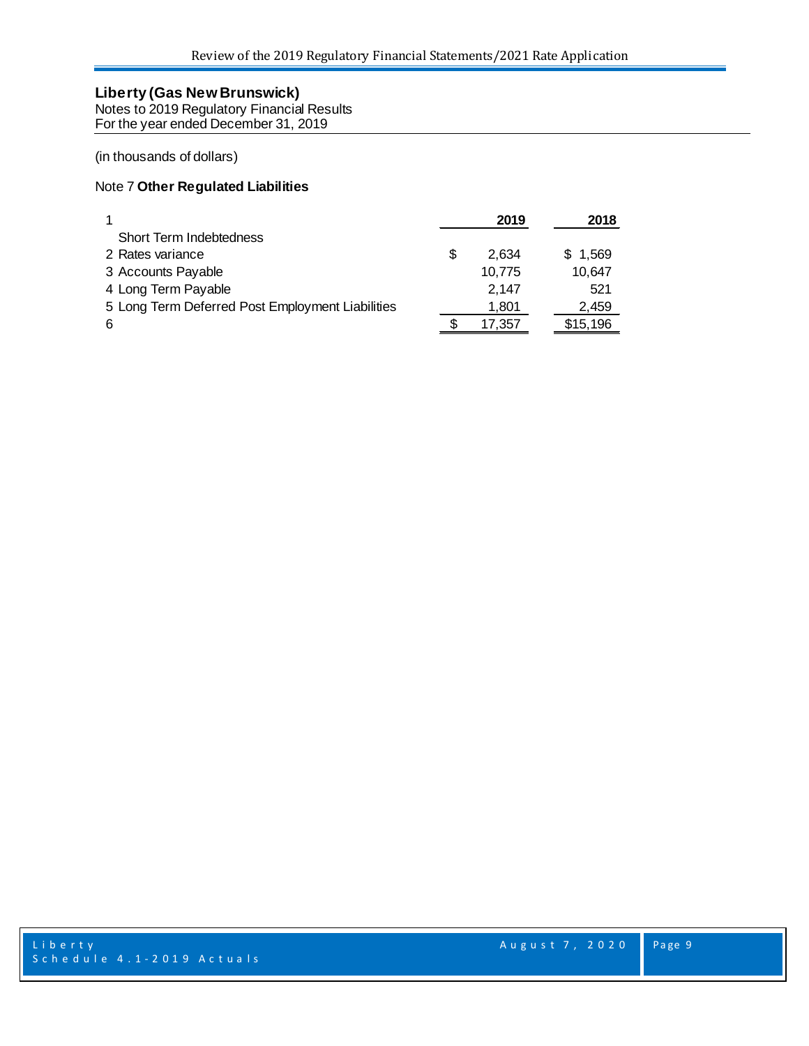**Liberty (Gas New Brunswick)**
Notes to 2019 Regulatory Financial Results
For the year ended December 31, 2019

(in thousands of dollars)

Note 7 **Other Regulated Liabilities**

| 1 | | 2019 | 2018 |
|---|---|---|---|
| | Short Term Indebtedness | | |
| 2 | Rates variance | $ 2,634 | $ 1,569 |
| 3 | Accounts Payable | 10,775 | 10,647 |
| 4 | Long Term Payable | 2,147 | 521 |
| 5 | Long Term Deferred Post Employment Liabilities | 1,801 | 2,459 |
| 6 | | $ 17,357 | $15,196 |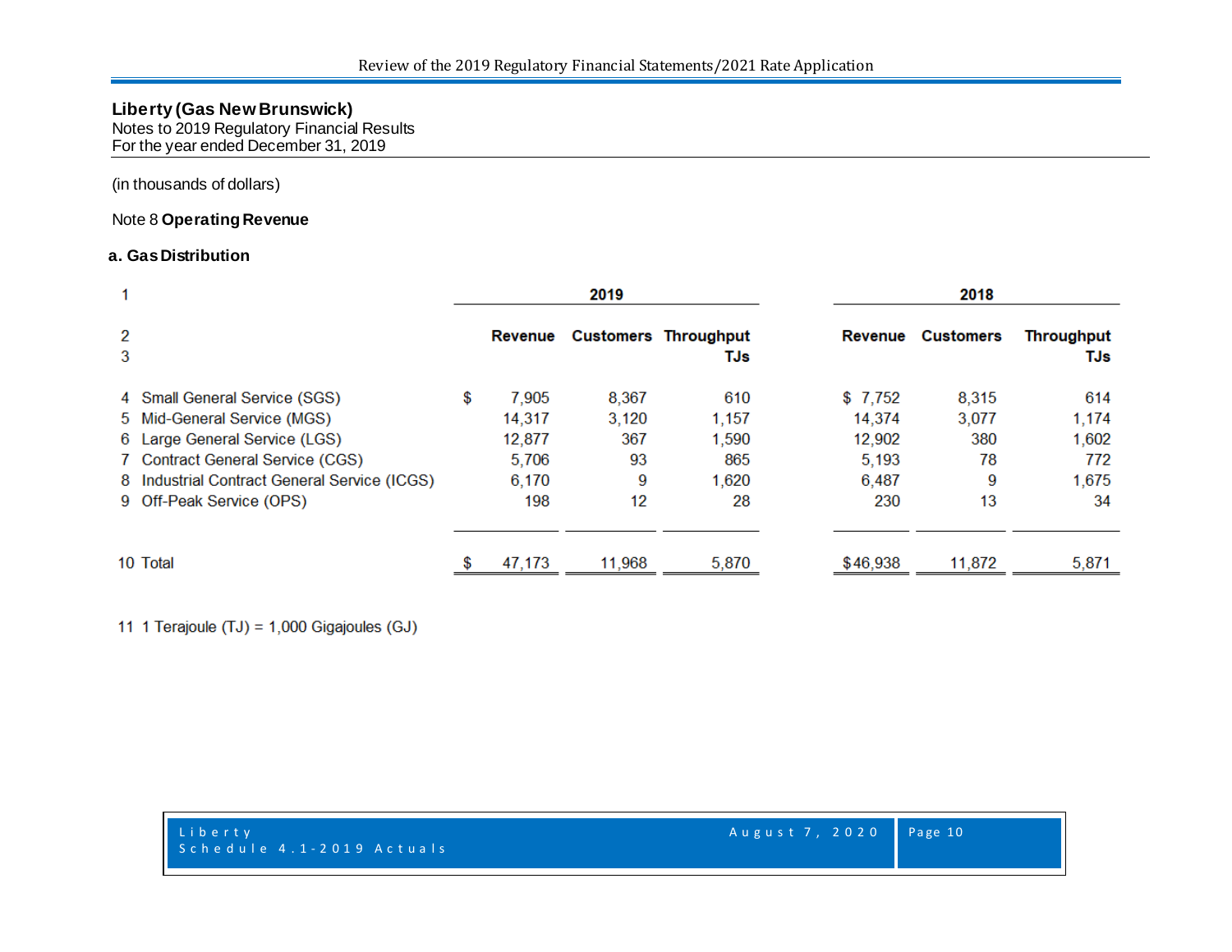**Liberty (Gas New Brunswick)**
Notes to 2019 Regulatory Financial Results
For the year ended December 31, 2019

(in thousands of dollars)

Note 8 **Operating Revenue**

**a. Gas Distribution**

| 1 | | 2019 | | | 2018 | | |
|---|---|---|---|---|---|---|---|
| 2 | | **Revenue** | **Customers** | **Throughput** | **Revenue** | **Customers** | **Throughput** |
| 3 | | | | **TJs** | | | **TJs** |
| 4 | Small General Service (SGS) | $ 7,905 | 8,367 | 610 | $ 7,752 | 8,315 | 614 |
| 5 | Mid-General Service (MGS) | 14,317 | 3,120 | 1,157 | 14,374 | 3,077 | 1,174 |
| 6 | Large General Service (LGS) | 12,877 | 367 | 1,590 | 12,902 | 380 | 1,602 |
| 7 | Contract General Service (CGS) | 5,706 | 93 | 865 | 5,193 | 78 | 772 |
| 8 | Industrial Contract General Service (ICGS) | 6,170 | 9 | 1,620 | 6,487 | 9 | 1,675 |
| 9 | Off-Peak Service (OPS) | 198 | 12 | 28 | 230 | 13 | 34 |
| 10 | Total | $ 47,173 | 11,968 | 5,870 | $46,938 | 11,872 | 5,871 |

11 1 Terajoule (TJ) = 1,000 Gigajoules (GJ)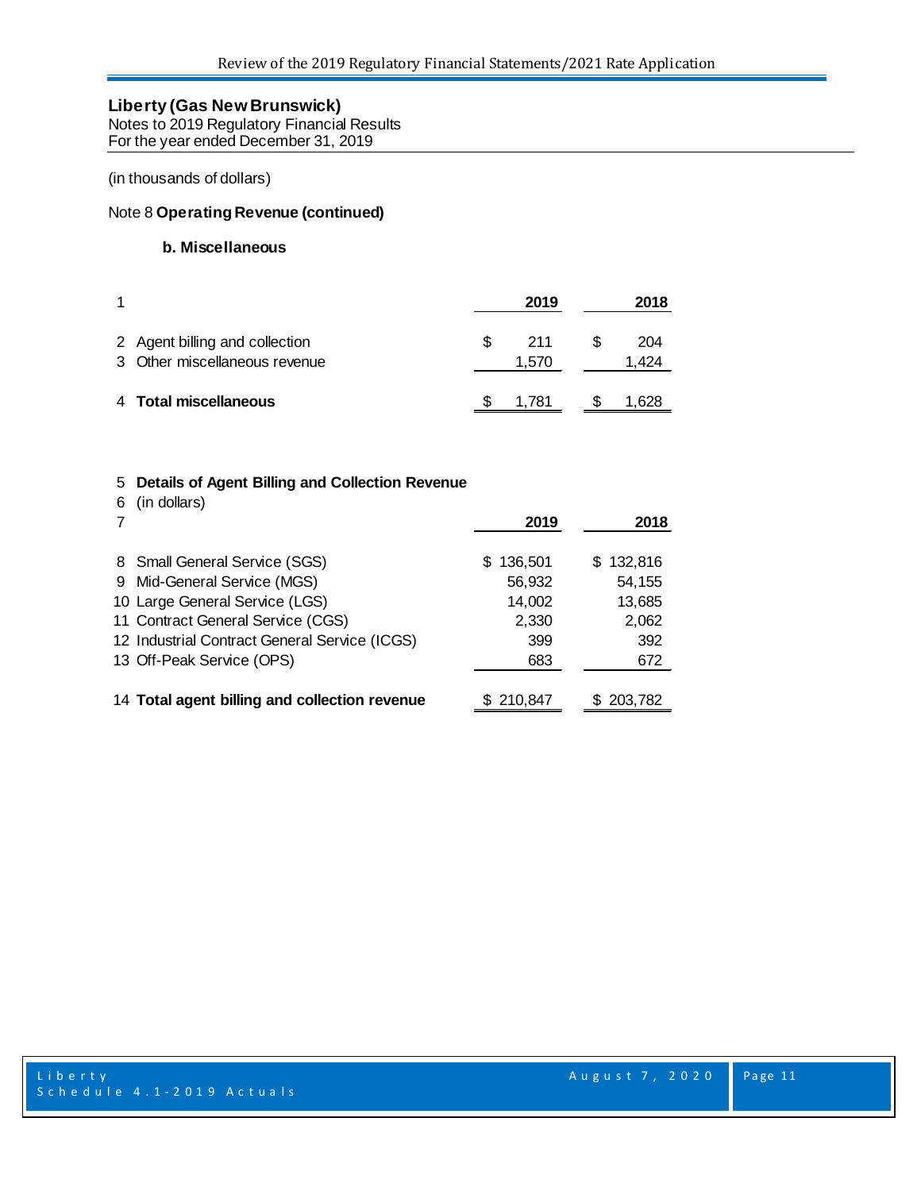**Liberty (Gas New Brunswick)**
Notes to 2019 Regulatory Financial Results
For the year ended December 31, 2019

(in thousands of dollars)

Note 8 **Operating Revenue (continued)**

**b. Miscellaneous**

| 1 | | 2019 | 2018 |
|---|---|---|---|
| 2 | Agent billing and collection | $ 211 | $ 204 |
| 3 | Other miscellaneous revenue | 1,570 | 1,424 |
| 4 | **Total miscellaneous** | $ 1,781 | $ 1,628 |

| 5 | **Details of Agent Billing and Collection Revenue** | | |
|---|---|---|---|
| 6 | (in dollars) | | |
| 7 | | **2019** | **2018** |
| 8 | Small General Service (SGS) | $ 136,501 | $ 132,816 |
| 9 | Mid-General Service (MGS) | 56,932 | 54,155 |
| 10 | Large General Service (LGS) | 14,002 | 13,685 |
| 11 | Contract General Service (CGS) | 2,330 | 2,062 |
| 12 | Industrial Contract General Service (ICGS) | 399 | 392 |
| 13 | Off-Peak Service (OPS) | 683 | 672 |
| 14 | **Total agent billing and collection revenue** | $ 210,847 | $ 203,782 |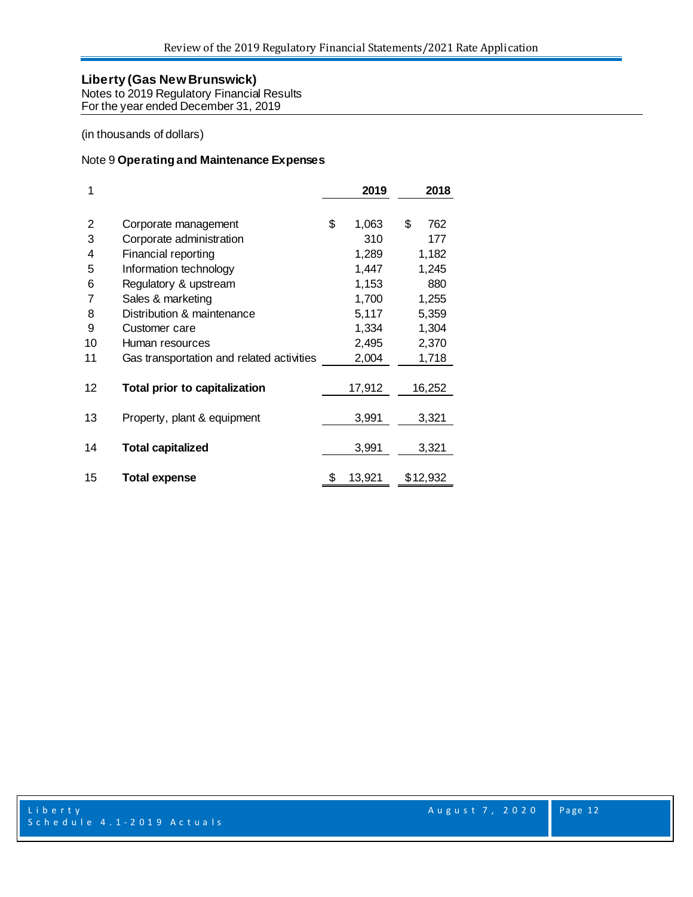**Liberty (Gas New Brunswick)**
Notes to 2019 Regulatory Financial Results
For the year ended December 31, 2019

(in thousands of dollars)

Note 9 **Operating and Maintenance Expenses**

| 1 | | 2019 | 2018 |
|---|---|---|---|
| 2 | Corporate management | $ 1,063 | $ 762 |
| 3 | Corporate administration | 310 | 177 |
| 4 | Financial reporting | 1,289 | 1,182 |
| 5 | Information technology | 1,447 | 1,245 |
| 6 | Regulatory & upstream | 1,153 | 880 |
| 7 | Sales & marketing | 1,700 | 1,255 |
| 8 | Distribution & maintenance | 5,117 | 5,359 |
| 9 | Customer care | 1,334 | 1,304 |
| 10 | Human resources | 2,495 | 2,370 |
| 11 | Gas transportation and related activities | 2,004 | 1,718 |
| 12 | **Total prior to capitalization** | 17,912 | 16,252 |
| 13 | Property, plant & equipment | 3,991 | 3,321 |
| 14 | **Total capitalized** | 3,991 | 3,321 |
| 15 | **Total expense** | $ 13,921 | $12,932 |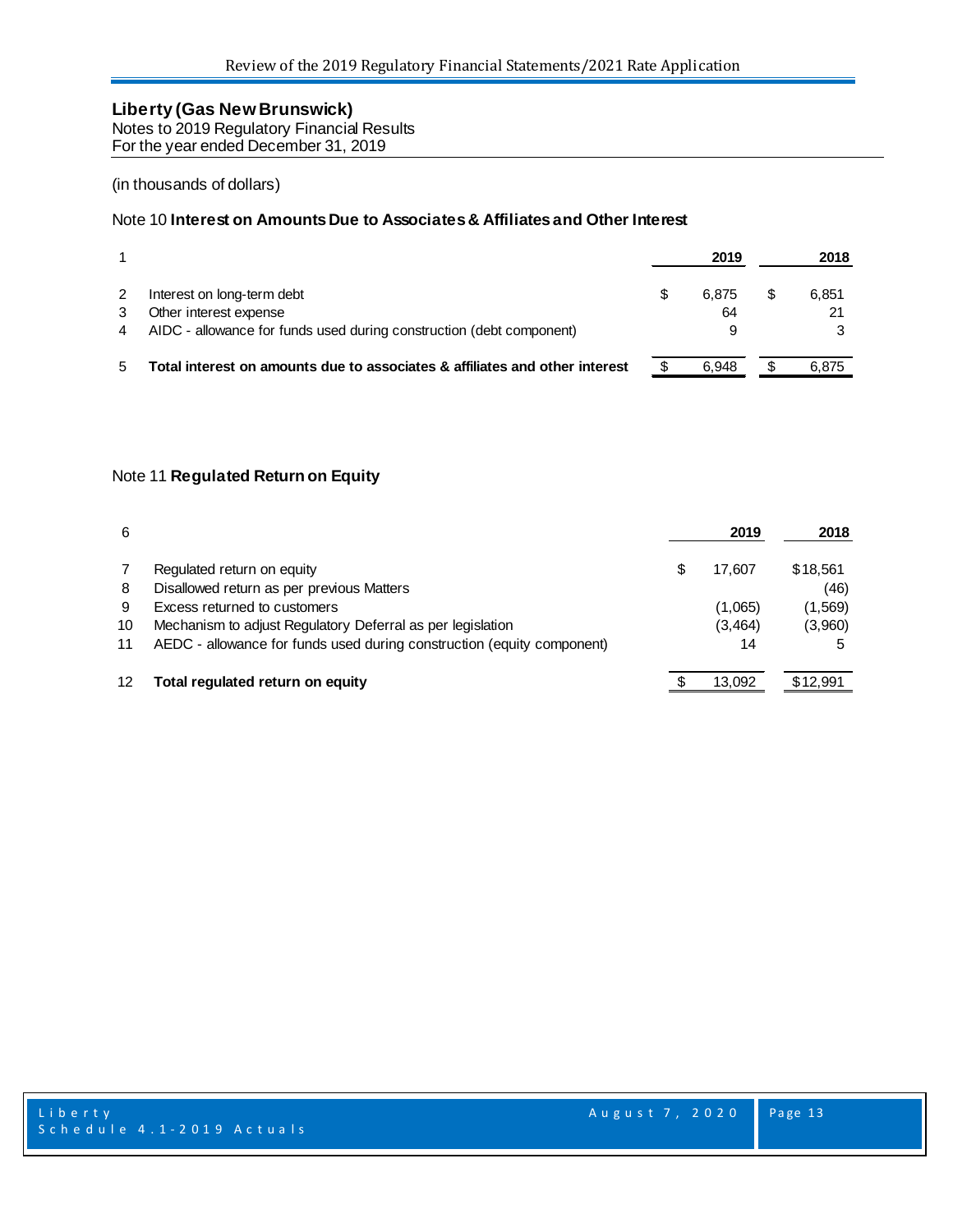**Liberty (Gas New Brunswick)**
Notes to 2019 Regulatory Financial Results
For the year ended December 31, 2019

(in thousands of dollars)

## Note 10 **Interest on Amounts Due to Associates & Affiliates and Other Interest**

| 1 | | 2019 | 2018 |
|---|---|---|---|
| 2 | Interest on long-term debt | $ 6,875 | $ 6,851 |
| 3 | Other interest expense | 64 | 21 |
| 4 | AIDC - allowance for funds used during construction (debt component) | 9 | 3 |
| 5 | **Total interest on amounts due to associates & affiliates and other interest** | $ 6,948 | $ 6,875 |

## Note 11 **Regulated Return on Equity**

| 6 | | 2019 | 2018 |
|---|---|---|---|
| 7 | Regulated return on equity | $ 17,607 | $18,561 |
| 8 | Disallowed return as per previous Matters | | (46) |
| 9 | Excess returned to customers | (1,065) | (1,569) |
| 10 | Mechanism to adjust Regulatory Deferral as per legislation | (3,464) | (3,960) |
| 11 | AEDC - allowance for funds used during construction (equity component) | 14 | 5 |
| 12 | **Total regulated return on equity** | $ 13,092 | $12,991 |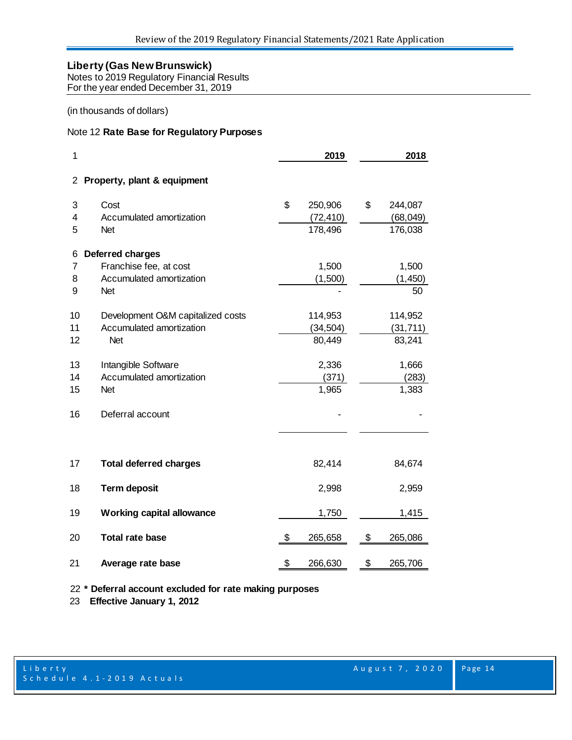## Liberty (Gas New Brunswick)

Notes to 2019 Regulatory Financial Results
For the year ended December 31, 2019

(in thousands of dollars)

Note 12 **Rate Base for Regulatory Purposes**

| 1 | | 2019 | 2018 |
|---|---|---|---|
| 2 | **Property, plant & equipment** | | |
| 3 | Cost | $ 250,906 | $ 244,087 |
| 4 | Accumulated amortization | (72,410) | (68,049) |
| 5 | Net | 178,496 | 176,038 |
| 6 | **Deferred charges** | | |
| 7 | Franchise fee, at cost | 1,500 | 1,500 |
| 8 | Accumulated amortization | (1,500) | (1,450) |
| 9 | Net | - | 50 |
| 10 | Development O&M capitalized costs | 114,953 | 114,952 |
| 11 | Accumulated amortization | (34,504) | (31,711) |
| 12 | Net | 80,449 | 83,241 |
| 13 | Intangible Software | 2,336 | 1,666 |
| 14 | Accumulated amortization | (371) | (283) |
| 15 | Net | 1,965 | 1,383 |
| 16 | Deferral account | - | - |
| 17 | **Total deferred charges** | 82,414 | 84,674 |
| 18 | **Term deposit** | 2,998 | 2,959 |
| 19 | **Working capital allowance** | 1,750 | 1,415 |
| 20 | **Total rate base** | $ 265,658 | $ 265,086 |
| 21 | **Average rate base** | $ 266,630 | $ 265,706 |

22 **\* Deferral account excluded for rate making purposes**
23 **Effective January 1, 2012**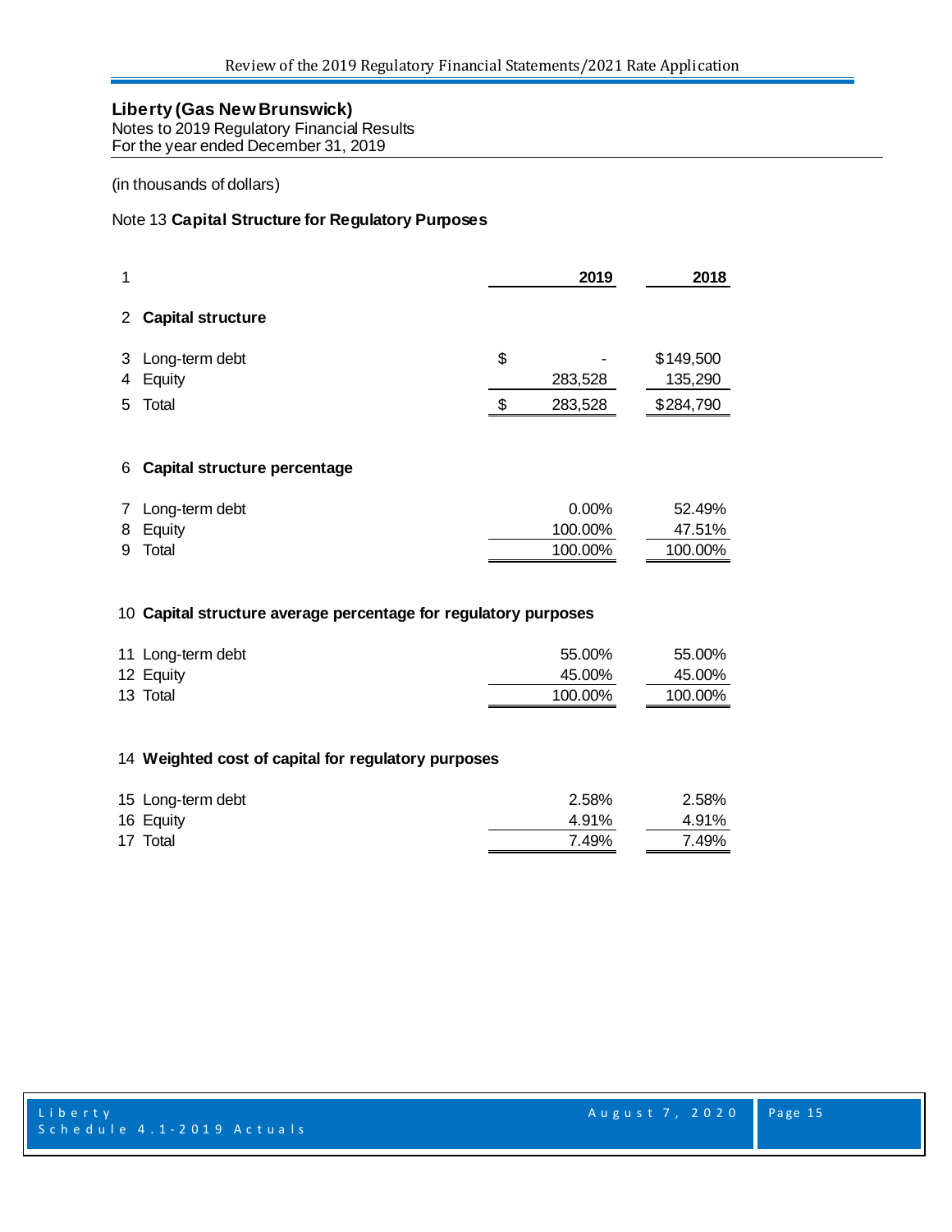**Liberty (Gas New Brunswick)**
Notes to 2019 Regulatory Financial Results
For the year ended December 31, 2019

(in thousands of dollars)

Note 13 **Capital Structure for Regulatory Purposes**

| | | 2019 | 2018 |
|---|---|---|---|
| 1 | | **2019** | **2018** |
| 2 | **Capital structure** | | |
| 3 | Long-term debt | $ - | $149,500 |
| 4 | Equity | 283,528 | 135,290 |
| 5 | Total | $ 283,528 | $284,790 |
| 6 | **Capital structure percentage** | | |
| 7 | Long-term debt | 0.00% | 52.49% |
| 8 | Equity | 100.00% | 47.51% |
| 9 | Total | 100.00% | 100.00% |
| 10 | **Capital structure average percentage for regulatory purposes** | | |
| 11 | Long-term debt | 55.00% | 55.00% |
| 12 | Equity | 45.00% | 45.00% |
| 13 | Total | 100.00% | 100.00% |
| 14 | **Weighted cost of capital for regulatory purposes** | | |
| 15 | Long-term debt | 2.58% | 2.58% |
| 16 | Equity | 4.91% | 4.91% |
| 17 | Total | 7.49% | 7.49% |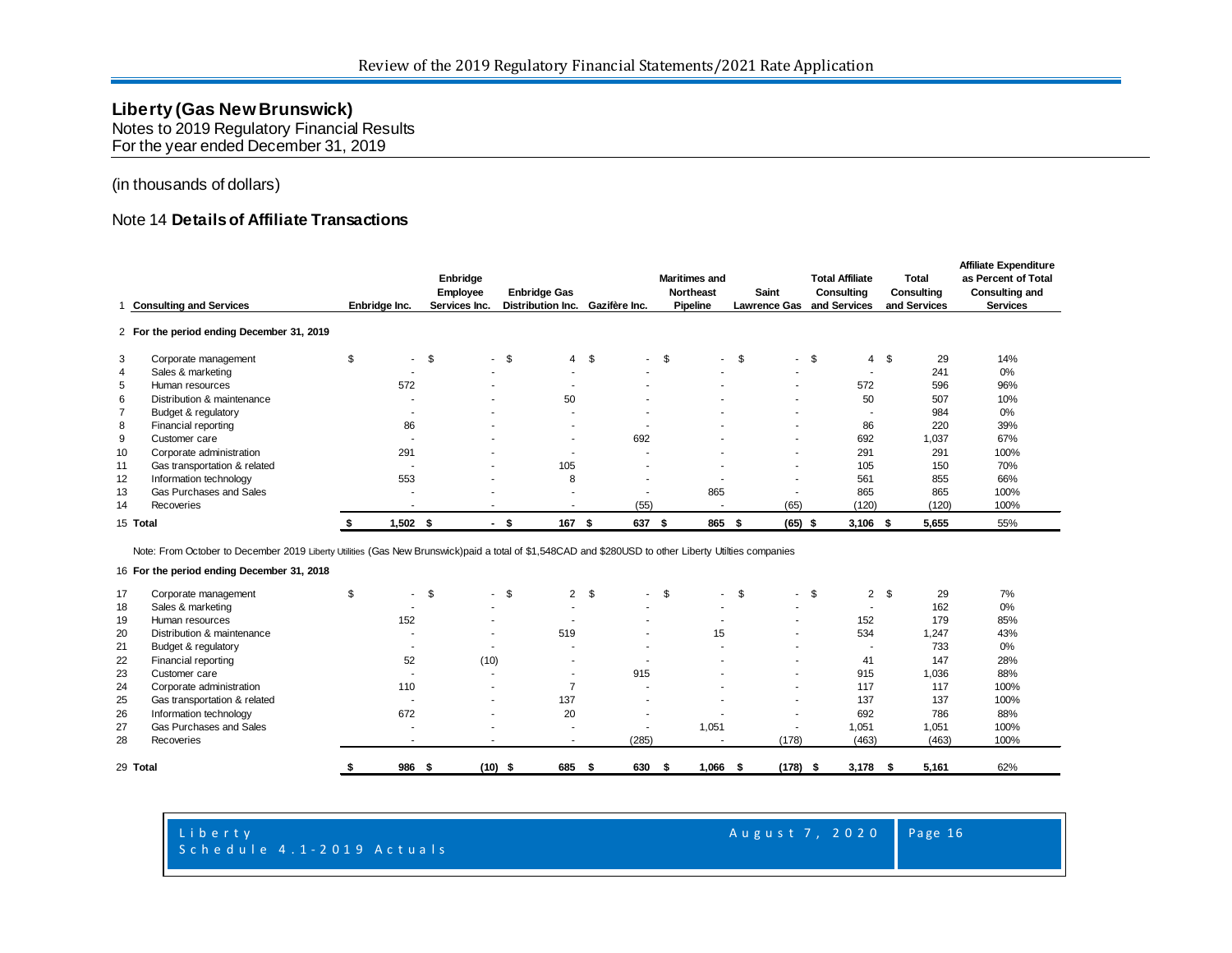**Liberty (Gas New Brunswick)**
Notes to 2019 Regulatory Financial Results
For the year ended December 31, 2019

(in thousands of dollars)

## Note 14 **Details of Affiliate Transactions**

| | Consulting and Services | Enbridge Inc. | Enbridge Employee Services Inc. | Enbridge Gas Distribution Inc. | Gazifère Inc. | Maritimes and Northeast Pipeline | Saint Lawrence Gas | Total Affiliate Consulting and Services | Total Consulting and Services | Affiliate Expenditure as Percent of Total Consulting and Services |
|---|---|---|---|---|---|---|---|---|---|---|
| 1 | **Consulting and Services** | | | | | | | | | |
| 2 | **For the period ending December 31, 2019** | | | | | | | | | |
| 3 | Corporate management | $ - | $ - | $ 4 | $ - | $ - | $ - | $ 4 | $ 29 | 14% |
| 4 | Sales & marketing | - | - | - | - | - | - | - | 241 | 0% |
| 5 | Human resources | 572 | - | - | - | - | - | 572 | 596 | 96% |
| 6 | Distribution & maintenance | - | - | 50 | - | - | - | 50 | 507 | 10% |
| 7 | Budget & regulatory | - | - | - | - | - | - | - | 984 | 0% |
| 8 | Financial reporting | 86 | - | - | - | - | - | 86 | 220 | 39% |
| 9 | Customer care | - | - | - | 692 | - | - | 692 | 1,037 | 67% |
| 10 | Corporate administration | 291 | - | - | - | - | - | 291 | 291 | 100% |
| 11 | Gas transportation & related | - | - | 105 | - | - | - | 105 | 150 | 70% |
| 12 | Information technology | 553 | - | 8 | - | - | - | 561 | 855 | 66% |
| 13 | Gas Purchases and Sales | - | - | - | - | 865 | - | 865 | 865 | 100% |
| 14 | Recoveries | - | - | - | (55) | - | (65) | (120) | (120) | 100% |
| 15 | **Total** | **$ 1,502** | **$ -** | **$ 167** | **$ 637** | **$ 865** | **$ (65)** | **$ 3,106** | **$ 5,655** | 55% |

Note: From October to December 2019 Liberty Utilities (Gas New Brunswick)paid a total of $1,548CAD and $280USD to other Liberty Utilties companies

| | Consulting and Services | Enbridge Inc. | Enbridge Employee Services Inc. | Enbridge Gas Distribution Inc. | Gazifère Inc. | Maritimes and Northeast Pipeline | Saint Lawrence Gas | Total Affiliate Consulting and Services | Total Consulting and Services | Affiliate Expenditure as Percent of Total Consulting and Services |
|---|---|---|---|---|---|---|---|---|---|---|
| 16 | **For the period ending December 31, 2018** | | | | | | | | | |
| 17 | Corporate management | $ - | $ - | $ 2 | $ - | $ - | $ - | $ 2 | $ 29 | 7% |
| 18 | Sales & marketing | - | - | - | - | - | - | - | 162 | 0% |
| 19 | Human resources | 152 | - | - | - | - | - | 152 | 179 | 85% |
| 20 | Distribution & maintenance | - | - | 519 | - | 15 | - | 534 | 1,247 | 43% |
| 21 | Budget & regulatory | - | - | - | - | - | - | - | 733 | 0% |
| 22 | Financial reporting | 52 | (10) | - | - | - | - | 41 | 147 | 28% |
| 23 | Customer care | - | - | - | 915 | - | - | 915 | 1,036 | 88% |
| 24 | Corporate administration | 110 | - | 7 | - | - | - | 117 | 117 | 100% |
| 25 | Gas transportation & related | - | - | 137 | - | - | - | 137 | 137 | 100% |
| 26 | Information technology | 672 | - | 20 | - | - | - | 692 | 786 | 88% |
| 27 | Gas Purchases and Sales | - | - | - | - | 1,051 | - | 1,051 | 1,051 | 100% |
| 28 | Recoveries | - | - | - | (285) | - | (178) | (463) | (463) | 100% |
| 29 | **Total** | **$ 986** | **$ (10)** | **$ 685** | **$ 630** | **$ 1,066** | **$ (178)** | **$ 3,178** | **$ 5,161** | 62% |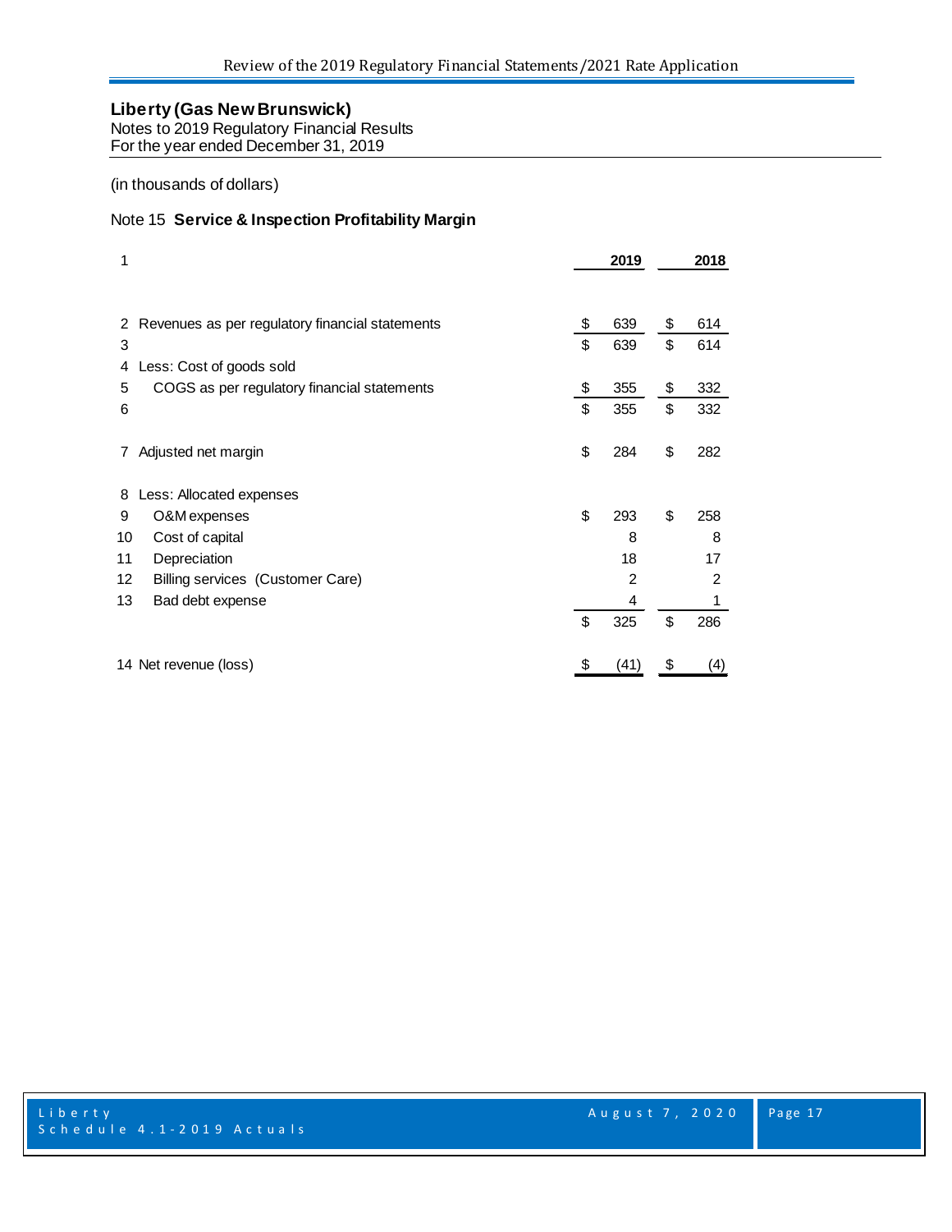**Liberty (Gas New Brunswick)**
Notes to 2019 Regulatory Financial Results
For the year ended December 31, 2019

(in thousands of dollars)

## Note 15 **Service & Inspection Profitability Margin**

| 1 | | 2019 | 2018 |
|---|---|---|---|
| 2 | Revenues as per regulatory financial statements | $ 639 | $ 614 |
| 3 | | $ 639 | $ 614 |
| 4 | Less: Cost of goods sold | | |
| 5 | COGS as per regulatory financial statements | $ 355 | $ 332 |
| 6 | | $ 355 | $ 332 |
| 7 | Adjusted net margin | $ 284 | $ 282 |
| 8 | Less: Allocated expenses | | |
| 9 | O&M expenses | $ 293 | $ 258 |
| 10 | Cost of capital | 8 | 8 |
| 11 | Depreciation | 18 | 17 |
| 12 | Billing services (Customer Care) | 2 | 2 |
| 13 | Bad debt expense | 4 | 1 |
| | | $ 325 | $ 286 |
| 14 | Net revenue (loss) | $ (41) | $ (4) |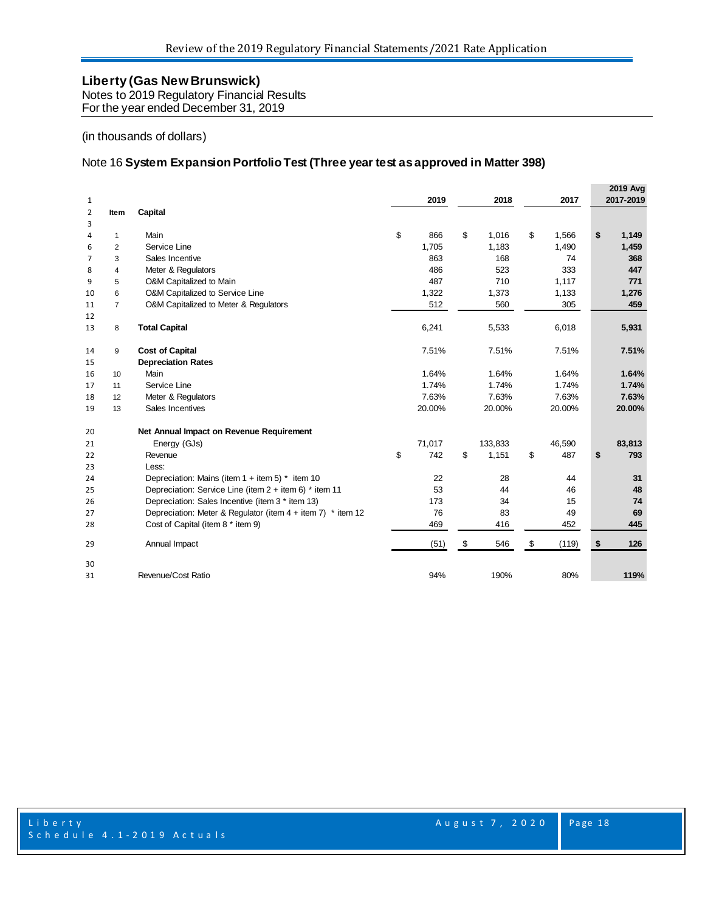# Liberty (Gas New Brunswick)

Notes to 2019 Regulatory Financial Results
For the year ended December 31, 2019

(in thousands of dollars)

## Note 16 **System Expansion Portfolio Test (Three year test as approved in Matter 398)**

| | | | 2019 | 2018 | 2017 | 2019 Avg 2017-2019 |
|---|---|---|---|---|---|---|
| 1 | | | | | | |
| 2 | Item | **Capital** | | | | |
| 3 | | | | | | |
| 4 | 1 | Main | $ 866 | $ 1,016 | $ 1,566 | **$ 1,149** |
| 6 | 2 | Service Line | 1,705 | 1,183 | 1,490 | **1,459** |
| 7 | 3 | Sales Incentive | 863 | 168 | 74 | **368** |
| 8 | 4 | Meter & Regulators | 486 | 523 | 333 | **447** |
| 9 | 5 | O&M Capitalized to Main | 487 | 710 | 1,117 | **771** |
| 10 | 6 | O&M Capitalized to Service Line | 1,322 | 1,373 | 1,133 | **1,276** |
| 11 | 7 | O&M Capitalized to Meter & Regulators | 512 | 560 | 305 | **459** |
| 12 | | | | | | |
| 13 | 8 | **Total Capital** | 6,241 | 5,533 | 6,018 | **5,931** |
| 14 | 9 | **Cost of Capital** | 7.51% | 7.51% | 7.51% | **7.51%** |
| 15 | | **Depreciation Rates** | | | | |
| 16 | 10 | Main | 1.64% | 1.64% | 1.64% | **1.64%** |
| 17 | 11 | Service Line | 1.74% | 1.74% | 1.74% | **1.74%** |
| 18 | 12 | Meter & Regulators | 7.63% | 7.63% | 7.63% | **7.63%** |
| 19 | 13 | Sales Incentives | 20.00% | 20.00% | 20.00% | **20.00%** |
| 20 | | **Net Annual Impact on Revenue Requirement** | | | | |
| 21 | | Energy (GJs) | 71,017 | 133,833 | 46,590 | **83,813** |
| 22 | | Revenue | $ 742 | $ 1,151 | $ 487 | **$ 793** |
| 23 | | Less: | | | | |
| 24 | | Depreciation: Mains (item 1 + item 5) * item 10 | 22 | 28 | 44 | **31** |
| 25 | | Depreciation: Service Line (item 2 + item 6) * item 11 | 53 | 44 | 46 | **48** |
| 26 | | Depreciation: Sales Incentive (item 3 * item 13) | 173 | 34 | 15 | **74** |
| 27 | | Depreciation: Meter & Regulator (item 4 + item 7) * item 12 | 76 | 83 | 49 | **69** |
| 28 | | Cost of Capital (item 8 * item 9) | 469 | 416 | 452 | **445** |
| 29 | | Annual Impact | (51) | $ 546 | $ (119) | **$ 126** |
| 30 | | | | | | |
| 31 | | Revenue/Cost Ratio | 94% | 190% | 80% | **119%** |